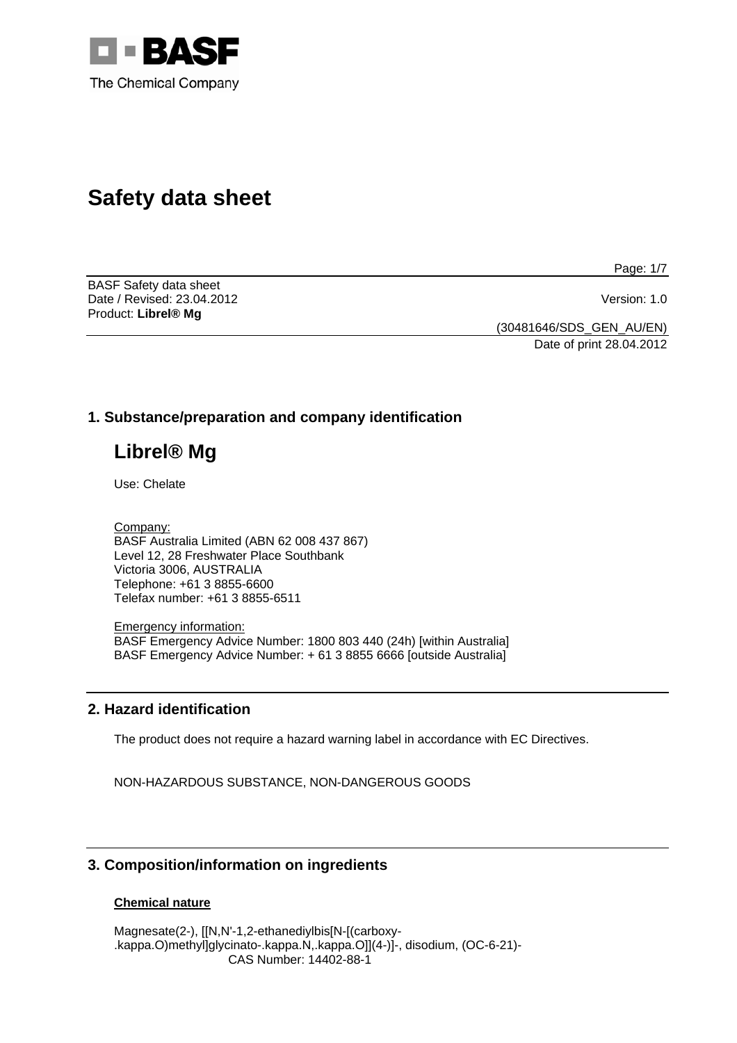# Safety data sheet

BASF Safety data sheet
Date / Revised: 23.04.2012 Version: 1.0
Product: **Librel® Mg**

(30481646/SDS_GEN_AU/EN)
Date of print 28.04.2012

## 1. Substance/preparation and company identification

# Librel® Mg

Use: Chelate

Company:
BASF Australia Limited (ABN 62 008 437 867)
Level 12, 28 Freshwater Place Southbank
Victoria 3006, AUSTRALIA
Telephone: +61 3 8855-6600
Telefax number: +61 3 8855-6511

Emergency information:
BASF Emergency Advice Number: 1800 803 440 (24h) [within Australia]
BASF Emergency Advice Number: + 61 3 8855 6666 [outside Australia]

## 2. Hazard identification

The product does not require a hazard warning label in accordance with EC Directives.

NON-HAZARDOUS SUBSTANCE, NON-DANGEROUS GOODS

## 3. Composition/information on ingredients

**Chemical nature**

Magnesate(2-), [[N,N'-1,2-ethanediylbis[N-[(carboxy-.kappa.O)methyl]glycinato-.kappa.N,.kappa.O]](4-)]-, disodium, (OC-6-21)-
CAS Number: 14402-88-1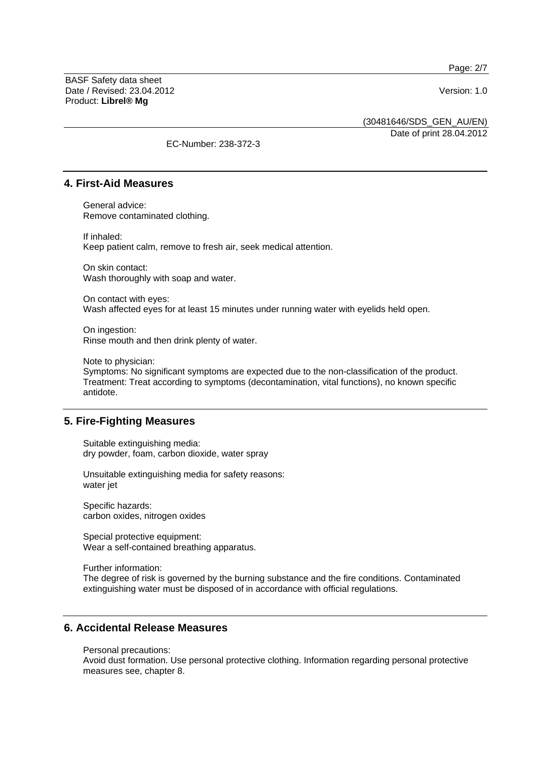EC-Number: 238-372-3

## 4. First-Aid Measures

General advice:
Remove contaminated clothing.

If inhaled:
Keep patient calm, remove to fresh air, seek medical attention.

On skin contact:
Wash thoroughly with soap and water.

On contact with eyes:
Wash affected eyes for at least 15 minutes under running water with eyelids held open.

On ingestion:
Rinse mouth and then drink plenty of water.

Note to physician:
Symptoms: No significant symptoms are expected due to the non-classification of the product.
Treatment: Treat according to symptoms (decontamination, vital functions), no known specific antidote.

## 5. Fire-Fighting Measures

Suitable extinguishing media:
dry powder, foam, carbon dioxide, water spray

Unsuitable extinguishing media for safety reasons:
water jet

Specific hazards:
carbon oxides, nitrogen oxides

Special protective equipment:
Wear a self-contained breathing apparatus.

Further information:
The degree of risk is governed by the burning substance and the fire conditions. Contaminated extinguishing water must be disposed of in accordance with official regulations.

## 6. Accidental Release Measures

Personal precautions:
Avoid dust formation. Use personal protective clothing. Information regarding personal protective measures see, chapter 8.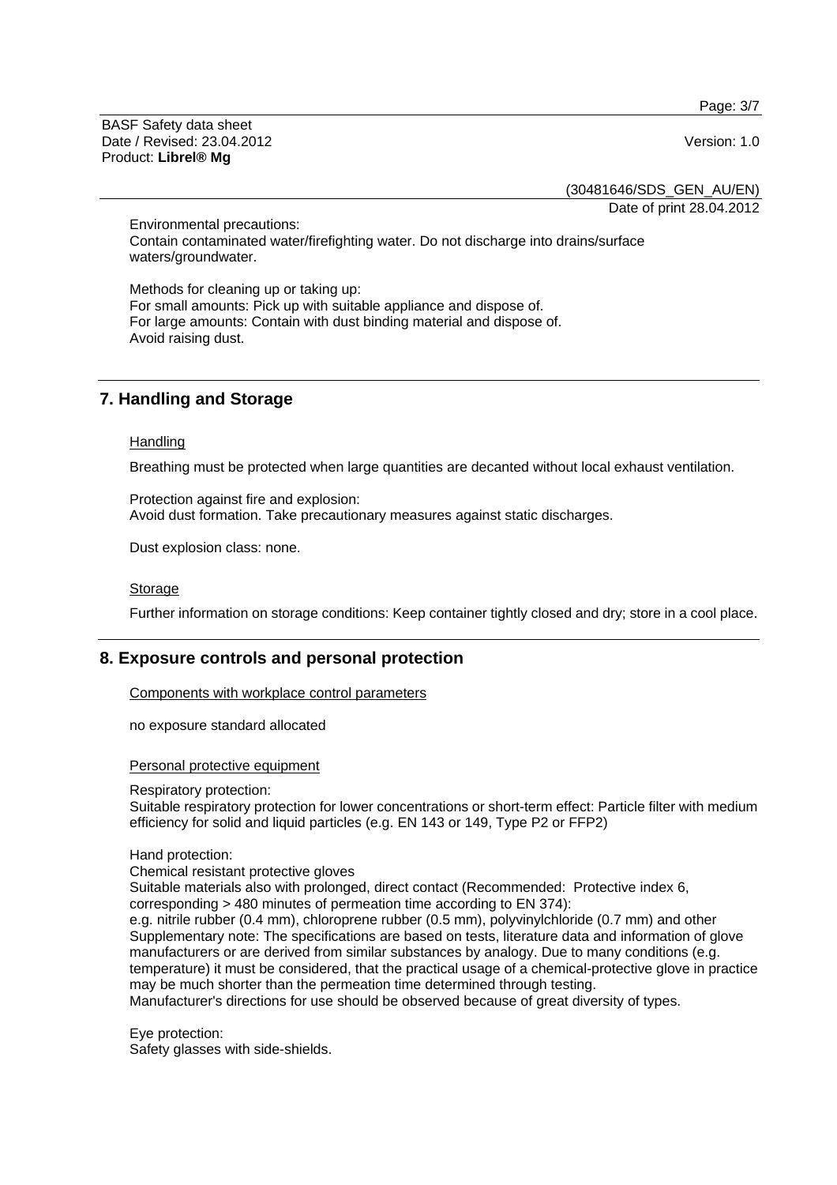Environmental precautions:
Contain contaminated water/firefighting water. Do not discharge into drains/surface waters/groundwater.

Methods for cleaning up or taking up:
For small amounts: Pick up with suitable appliance and dispose of.
For large amounts: Contain with dust binding material and dispose of.
Avoid raising dust.

## 7. Handling and Storage

Handling

Breathing must be protected when large quantities are decanted without local exhaust ventilation.

Protection against fire and explosion:
Avoid dust formation. Take precautionary measures against static discharges.

Dust explosion class: none.

Storage

Further information on storage conditions: Keep container tightly closed and dry; store in a cool place.

## 8. Exposure controls and personal protection

Components with workplace control parameters

no exposure standard allocated

Personal protective equipment

Respiratory protection:
Suitable respiratory protection for lower concentrations or short-term effect: Particle filter with medium efficiency for solid and liquid particles (e.g. EN 143 or 149, Type P2 or FFP2)

Hand protection:
Chemical resistant protective gloves
Suitable materials also with prolonged, direct contact (Recommended: Protective index 6, corresponding > 480 minutes of permeation time according to EN 374):
e.g. nitrile rubber (0.4 mm), chloroprene rubber (0.5 mm), polyvinylchloride (0.7 mm) and other
Supplementary note: The specifications are based on tests, literature data and information of glove manufacturers or are derived from similar substances by analogy. Due to many conditions (e.g. temperature) it must be considered, that the practical usage of a chemical-protective glove in practice may be much shorter than the permeation time determined through testing.
Manufacturer's directions for use should be observed because of great diversity of types.

Eye protection:
Safety glasses with side-shields.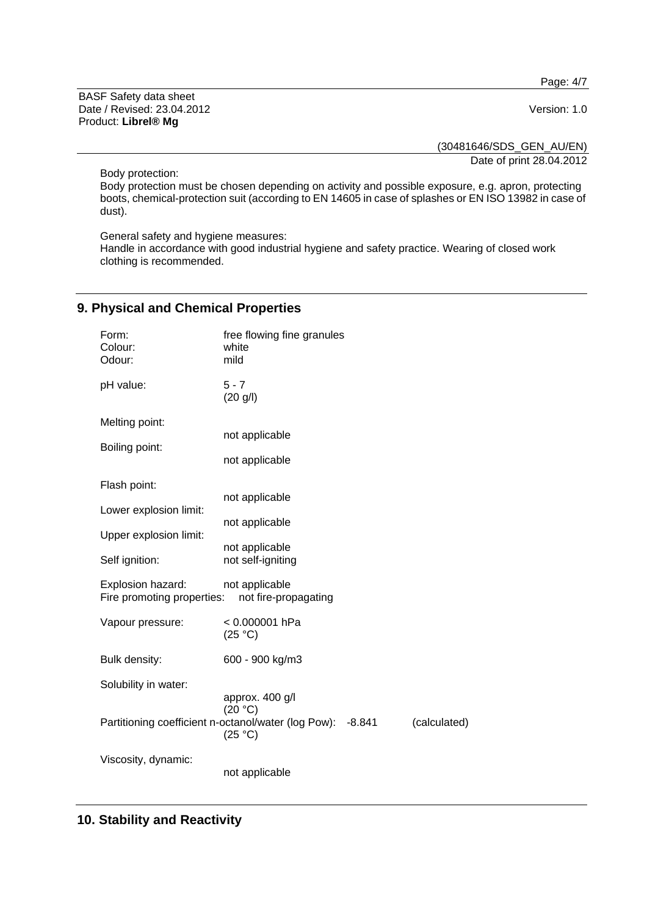Body protection:
Body protection must be chosen depending on activity and possible exposure, e.g. apron, protecting boots, chemical-protection suit (according to EN 14605 in case of splashes or EN ISO 13982 in case of dust).

General safety and hygiene measures:
Handle in accordance with good industrial hygiene and safety practice. Wearing of closed work clothing is recommended.

## 9. Physical and Chemical Properties

Form: free flowing fine granules
Colour: white
Odour: mild

pH value: 5 - 7
(20 g/l)

Melting point:
not applicable

Boiling point:
not applicable

Flash point:
not applicable

Lower explosion limit:
not applicable

Upper explosion limit:
not applicable

Self ignition: not self-igniting

Explosion hazard: not applicable
Fire promoting properties: not fire-propagating

Vapour pressure: < 0.000001 hPa
(25 °C)

Bulk density: 600 - 900 kg/m3

Solubility in water:
approx. 400 g/l
(20 °C)

Partitioning coefficient n-octanol/water (log Pow): -8.841 (calculated)
(25 °C)

Viscosity, dynamic:
not applicable

## 10. Stability and Reactivity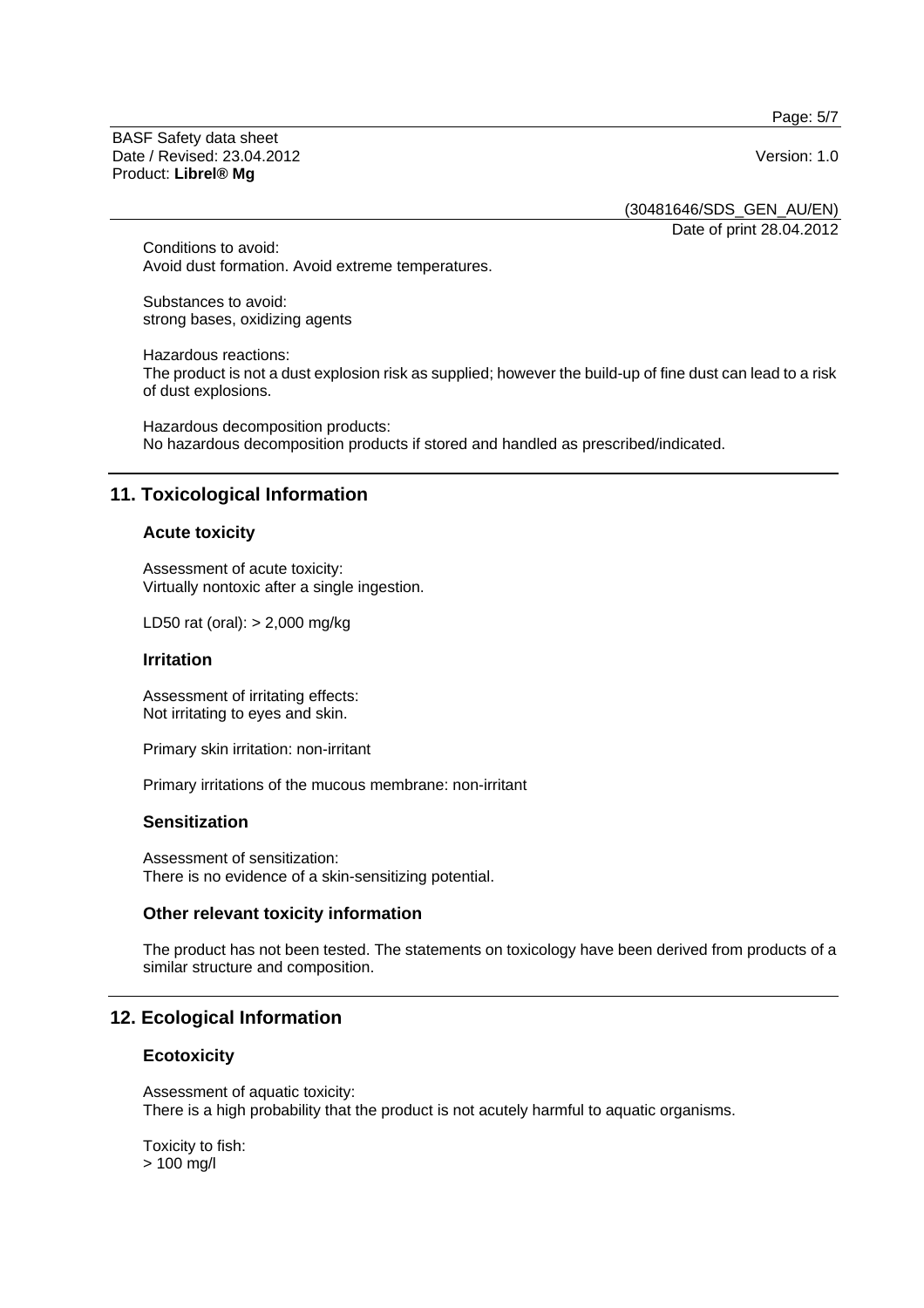Conditions to avoid:
Avoid dust formation. Avoid extreme temperatures.

Substances to avoid:
strong bases, oxidizing agents

Hazardous reactions:
The product is not a dust explosion risk as supplied; however the build-up of fine dust can lead to a risk of dust explosions.

Hazardous decomposition products:
No hazardous decomposition products if stored and handled as prescribed/indicated.

## 11. Toxicological Information

### Acute toxicity

Assessment of acute toxicity:
Virtually nontoxic after a single ingestion.

LD50 rat (oral): > 2,000 mg/kg

### Irritation

Assessment of irritating effects:
Not irritating to eyes and skin.

Primary skin irritation: non-irritant

Primary irritations of the mucous membrane: non-irritant

### Sensitization

Assessment of sensitization:
There is no evidence of a skin-sensitizing potential.

### Other relevant toxicity information

The product has not been tested. The statements on toxicology have been derived from products of a similar structure and composition.

## 12. Ecological Information

### Ecotoxicity

Assessment of aquatic toxicity:
There is a high probability that the product is not acutely harmful to aquatic organisms.

Toxicity to fish:
> 100 mg/l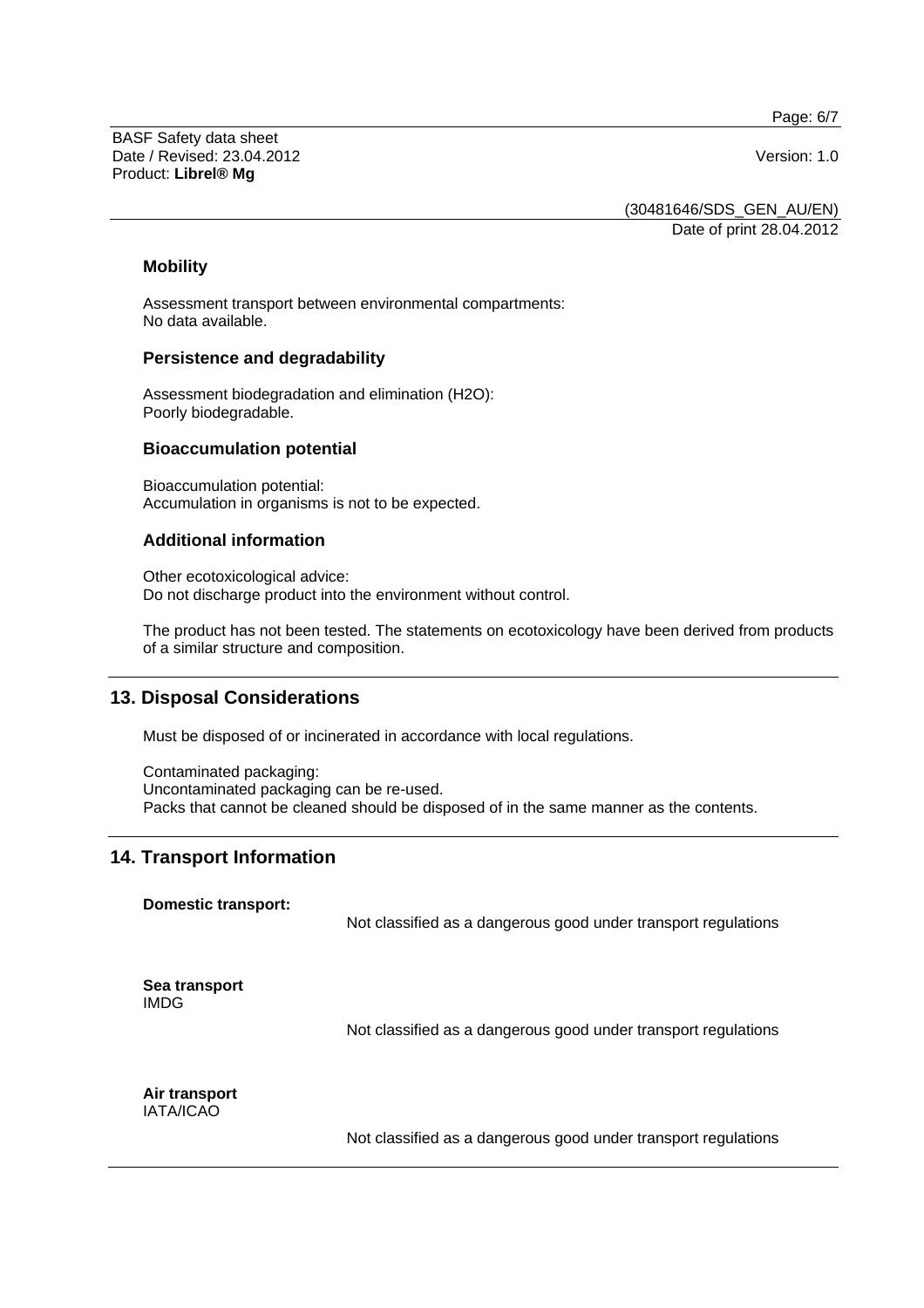### Mobility

Assessment transport between environmental compartments:
No data available.

### Persistence and degradability

Assessment biodegradation and elimination ($H_2O$):
Poorly biodegradable.

### Bioaccumulation potential

Bioaccumulation potential:
Accumulation in organisms is not to be expected.

### Additional information

Other ecotoxicological advice:
Do not discharge product into the environment without control.

The product has not been tested. The statements on ecotoxicology have been derived from products of a similar structure and composition.

## 13. Disposal Considerations

Must be disposed of or incinerated in accordance with local regulations.

Contaminated packaging:
Uncontaminated packaging can be re-used.
Packs that cannot be cleaned should be disposed of in the same manner as the contents.

## 14. Transport Information

**Domestic transport:**

Not classified as a dangerous good under transport regulations

**Sea transport**
IMDG

Not classified as a dangerous good under transport regulations

**Air transport**
IATA/ICAO

Not classified as a dangerous good under transport regulations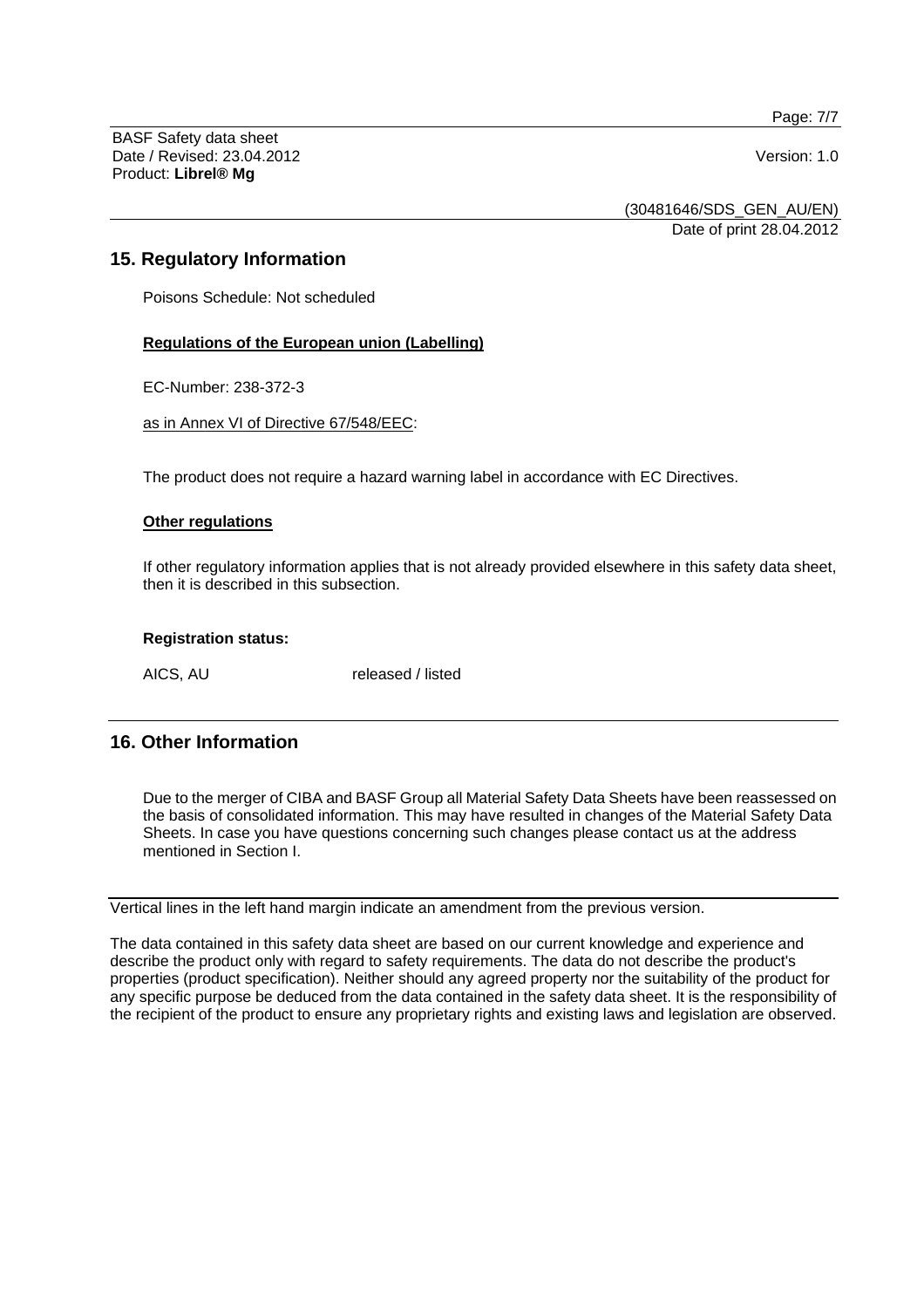(30481646/SDS_GEN_AU/EN)
Date of print 28.04.2012

## 15. Regulatory Information

Poisons Schedule: Not scheduled

**Regulations of the European union (Labelling)**

EC-Number: 238-372-3

as in Annex VI of Directive 67/548/EEC:

The product does not require a hazard warning label in accordance with EC Directives.

**Other regulations**

If other regulatory information applies that is not already provided elsewhere in this safety data sheet, then it is described in this subsection.

**Registration status:**

| | |
|---|---|
| AICS, AU | released / listed |

## 16. Other Information

Due to the merger of CIBA and BASF Group all Material Safety Data Sheets have been reassessed on the basis of consolidated information. This may have resulted in changes of the Material Safety Data Sheets. In case you have questions concerning such changes please contact us at the address mentioned in Section I.

Vertical lines in the left hand margin indicate an amendment from the previous version.

The data contained in this safety data sheet are based on our current knowledge and experience and describe the product only with regard to safety requirements. The data do not describe the product's properties (product specification). Neither should any agreed property nor the suitability of the product for any specific purpose be deduced from the data contained in the safety data sheet. It is the responsibility of the recipient of the product to ensure any proprietary rights and existing laws and legislation are observed.